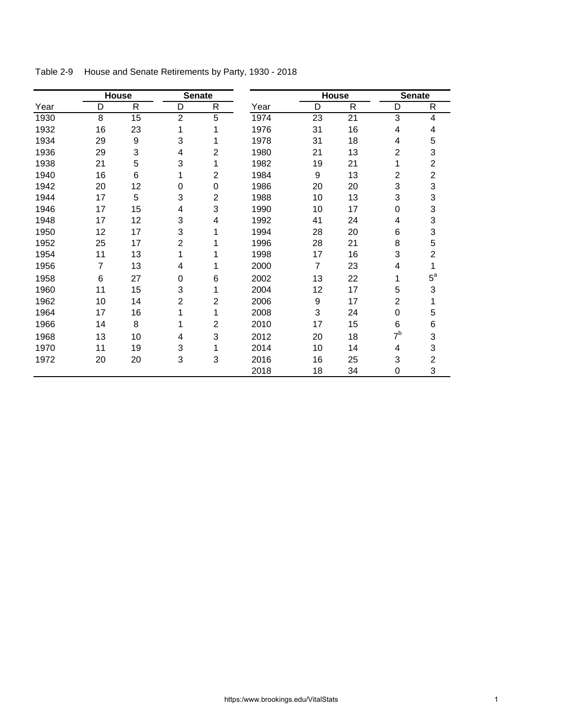Table 2-9 House and Senate Retirements by Party, 1930 - 2018

| | House | | Senate | | | House | | Senate | |
|---|---|---|---|---|---|---|---|---|---|
| Year | D | R | D | R | Year | D | R | D | R |
| 1930 | 8 | 15 | 2 | 5 | 1974 | 23 | 21 | 3 | 4 |
| 1932 | 16 | 23 | 1 | 1 | 1976 | 31 | 16 | 4 | 4 |
| 1934 | 29 | 9 | 3 | 1 | 1978 | 31 | 18 | 4 | 5 |
| 1936 | 29 | 3 | 4 | 2 | 1980 | 21 | 13 | 2 | 3 |
| 1938 | 21 | 5 | 3 | 1 | 1982 | 19 | 21 | 1 | 2 |
| 1940 | 16 | 6 | 1 | 2 | 1984 | 9 | 13 | 2 | 2 |
| 1942 | 20 | 12 | 0 | 0 | 1986 | 20 | 20 | 3 | 3 |
| 1944 | 17 | 5 | 3 | 2 | 1988 | 10 | 13 | 3 | 3 |
| 1946 | 17 | 15 | 4 | 3 | 1990 | 10 | 17 | 0 | 3 |
| 1948 | 17 | 12 | 3 | 4 | 1992 | 41 | 24 | 4 | 3 |
| 1950 | 12 | 17 | 3 | 1 | 1994 | 28 | 20 | 6 | 3 |
| 1952 | 25 | 17 | 2 | 1 | 1996 | 28 | 21 | 8 | 5 |
| 1954 | 11 | 13 | 1 | 1 | 1998 | 17 | 16 | 3 | 2 |
| 1956 | 7 | 13 | 4 | 1 | 2000 | 7 | 23 | 4 | 1 |
| 1958 | 6 | 27 | 0 | 6 | 2002 | 13 | 22 | 1 | 5[a] |
| 1960 | 11 | 15 | 3 | 1 | 2004 | 12 | 17 | 5 | 3 |
| 1962 | 10 | 14 | 2 | 2 | 2006 | 9 | 17 | 2 | 1 |
| 1964 | 17 | 16 | 1 | 1 | 2008 | 3 | 24 | 0 | 5 |
| 1966 | 14 | 8 | 1 | 2 | 2010 | 17 | 15 | 6 | 6 |
| 1968 | 13 | 10 | 4 | 3 | 2012 | 20 | 18 | 7[b] | 3 |
| 1970 | 11 | 19 | 3 | 1 | 2014 | 10 | 14 | 4 | 3 |
| 1972 | 20 | 20 | 3 | 3 | 2016 | 16 | 25 | 3 | 2 |
| | | | | | 2018 | 18 | 34 | 0 | 3 |

https:/www.brookings.edu/VitalStats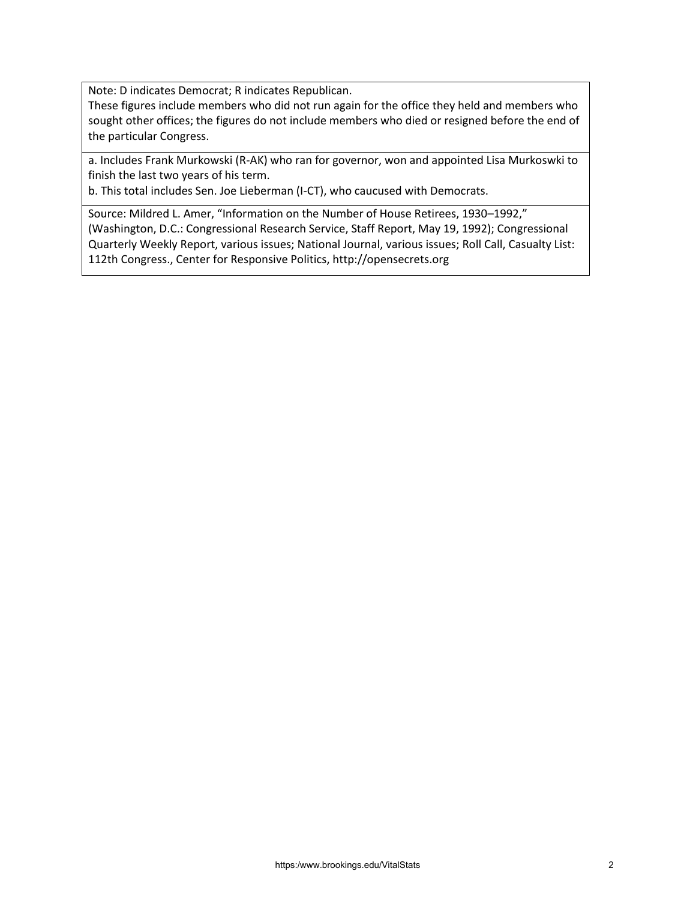Note: D indicates Democrat; R indicates Republican.
These figures include members who did not run again for the office they held and members who sought other offices; the figures do not include members who died or resigned before the end of the particular Congress.

a. Includes Frank Murkowski (R-AK) who ran for governor, won and appointed Lisa Murkoswki to finish the last two years of his term.
b. This total includes Sen. Joe Lieberman (I-CT), who caucused with Democrats.

Source: Mildred L. Amer, "Information on the Number of House Retirees, 1930–1992," (Washington, D.C.: Congressional Research Service, Staff Report, May 19, 1992); Congressional Quarterly Weekly Report, various issues; National Journal, various issues; Roll Call, Casualty List: 112th Congress., Center for Responsive Politics, http://opensecrets.org